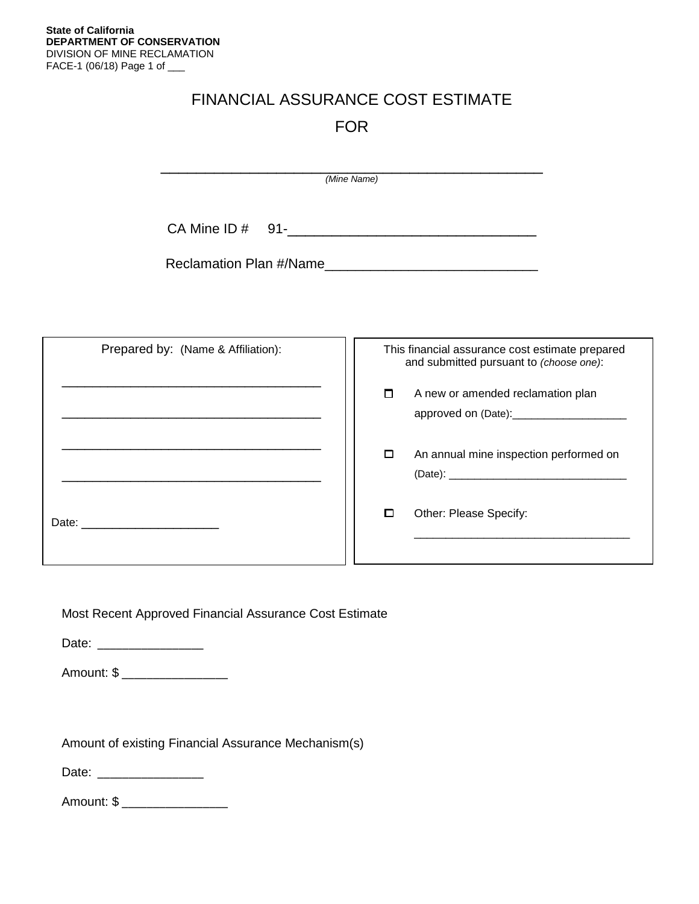**State of California**
**DEPARTMENT OF CONSERVATION**
DIVISION OF MINE RECLAMATION
FACE-1 (06/18) Page 1 of ___

# FINANCIAL ASSURANCE COST ESTIMATE

# FOR

______________________________________________
*(Mine Name)*

CA Mine ID # 91-_______________________________

Reclamation Plan #/Name___________________________

| Prepared by: (Name & Affiliation): | This financial assurance cost estimate prepared and submitted pursuant to *(choose one)*: |
|---|---|
| ___________________________________ | ☐ A new or amended reclamation plan approved on (Date):__________________ |
| ___________________________________ | ☐ An annual mine inspection performed on (Date): ____________________________ |
| ___________________________________ | ☐ Other: Please Specify: _________________________________ |
| ___________________________________ | |
| Date: ____________________ | |

Most Recent Approved Financial Assurance Cost Estimate

Date: _______________

Amount: $ _______________

Amount of existing Financial Assurance Mechanism(s)

Date: _______________

Amount: $ _______________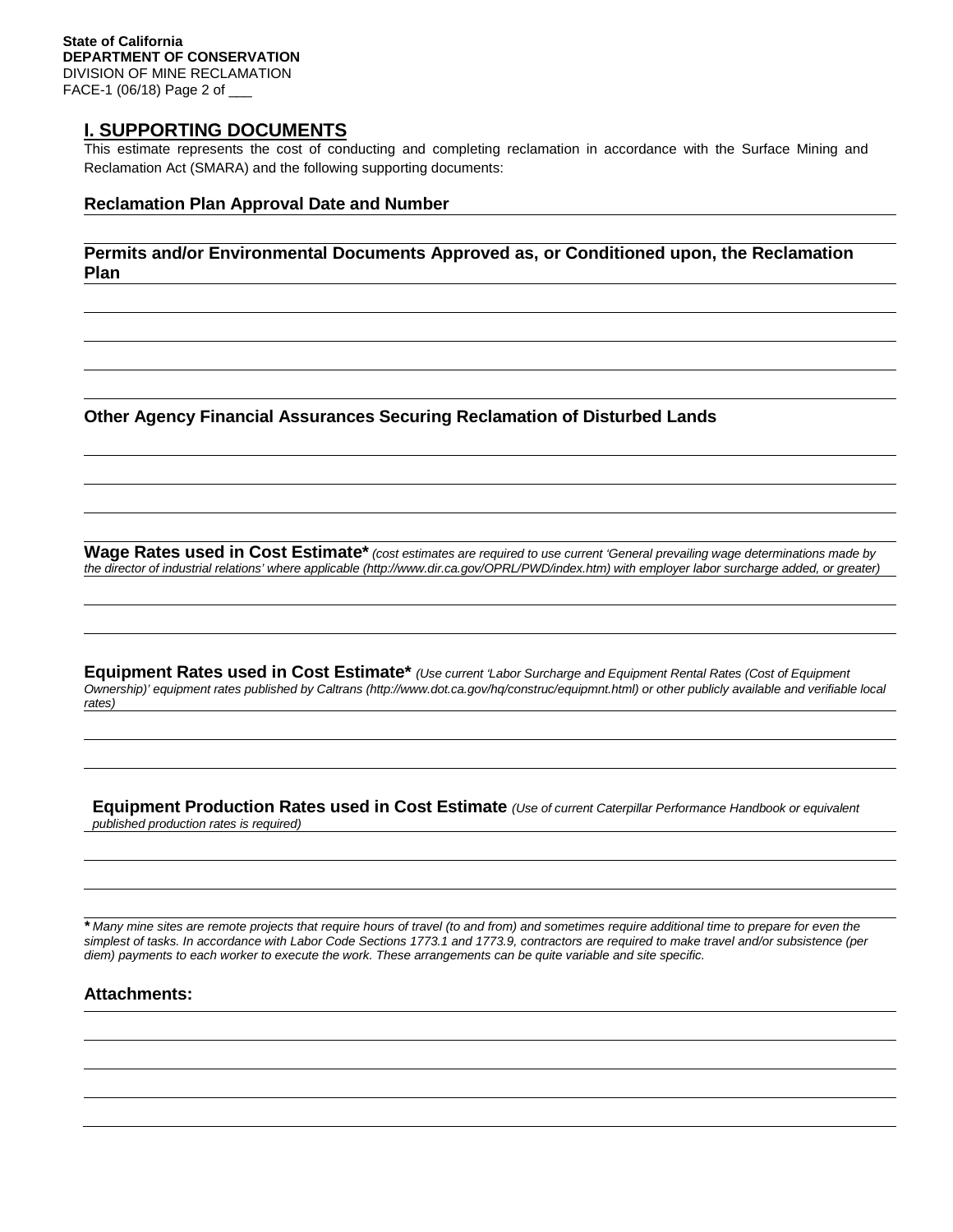State of California
**DEPARTMENT OF CONSERVATION**
DIVISION OF MINE RECLAMATION
FACE-1 (06/18) Page 2 of ___

## I. SUPPORTING DOCUMENTS

This estimate represents the cost of conducting and completing reclamation in accordance with the Surface Mining and Reclamation Act (SMARA) and the following supporting documents:

### Reclamation Plan Approval Date and Number

### Permits and/or Environmental Documents Approved as, or Conditioned upon, the Reclamation Plan

### Other Agency Financial Assurances Securing Reclamation of Disturbed Lands

**Wage Rates used in Cost Estimate*** *(cost estimates are required to use current 'General prevailing wage determinations made by the director of industrial relations' where applicable (http://www.dir.ca.gov/OPRL/PWD/index.htm) with employer labor surcharge added, or greater)*

**Equipment Rates used in Cost Estimate*** *(Use current 'Labor Surcharge and Equipment Rental Rates (Cost of Equipment Ownership)' equipment rates published by Caltrans (http://www.dot.ca.gov/hq/construc/equipmnt.html) or other publicly available and verifiable local rates)*

**Equipment Production Rates used in Cost Estimate** *(Use of current Caterpillar Performance Handbook or equivalent published production rates is required)*

*** *Many mine sites are remote projects that require hours of travel (to and from) and sometimes require additional time to prepare for even the simplest of tasks. In accordance with Labor Code Sections 1773.1 and 1773.9, contractors are required to make travel and/or subsistence (per diem) payments to each worker to execute the work. These arrangements can be quite variable and site specific.*

### Attachments: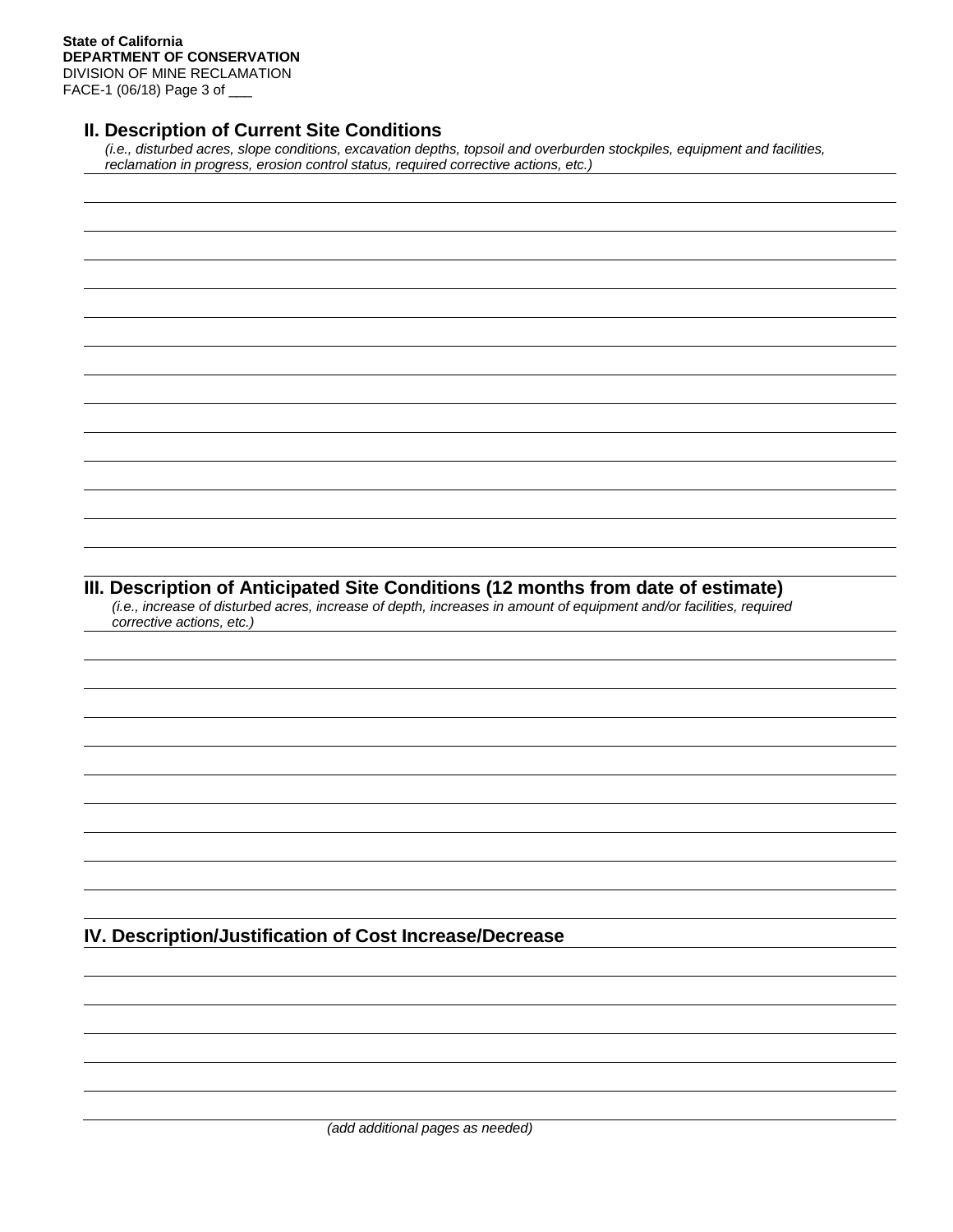## II. Description of Current Site Conditions

*(i.e., disturbed acres, slope conditions, excavation depths, topsoil and overburden stockpiles, equipment and facilities, reclamation in progress, erosion control status, required corrective actions, etc.)*

## III. Description of Anticipated Site Conditions (12 months from date of estimate)

*(i.e., increase of disturbed acres, increase of depth, increases in amount of equipment and/or facilities, required corrective actions, etc.)*

## IV. Description/Justification of Cost Increase/Decrease

*(add additional pages as needed)*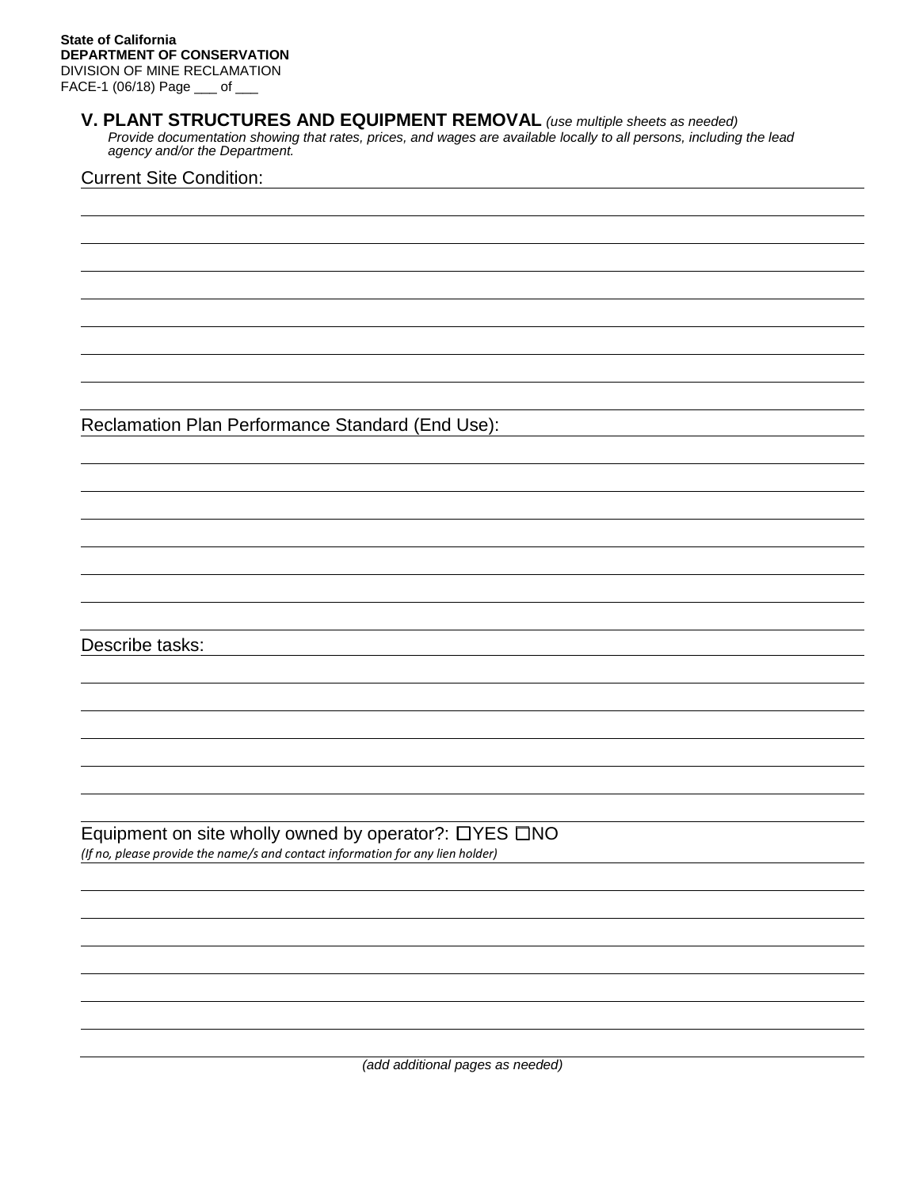**State of California**
**DEPARTMENT OF CONSERVATION**
DIVISION OF MINE RECLAMATION
FACE-1 (06/18) Page ___ of ___

## V. PLANT STRUCTURES AND EQUIPMENT REMOVAL *(use multiple sheets as needed)*

*Provide documentation showing that rates, prices, and wages are available locally to all persons, including the lead agency and/or the Department.*

Current Site Condition:

Reclamation Plan Performance Standard (End Use):

Describe tasks:

Equipment on site wholly owned by operator?: ☐YES ☐NO
*(If no, please provide the name/s and contact information for any lien holder)*

*(add additional pages as needed)*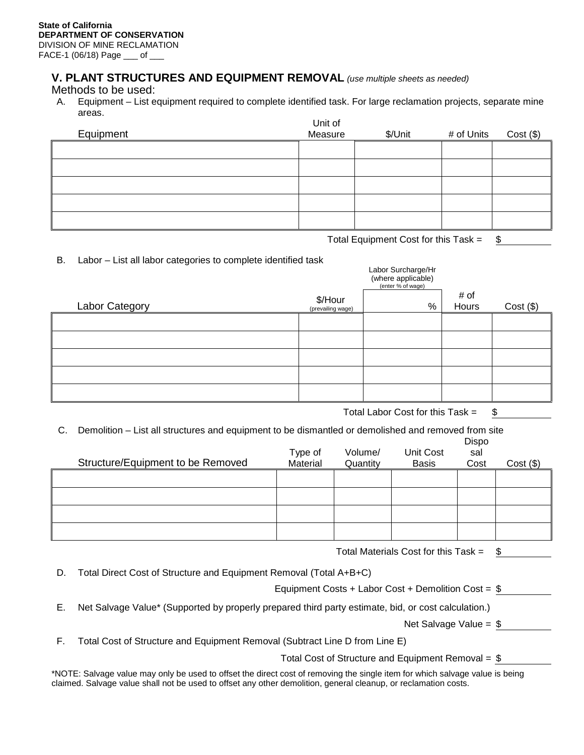State of California
**DEPARTMENT OF CONSERVATION**
DIVISION OF MINE RECLAMATION
FACE-1 (06/18) Page ___ of ___

## V. PLANT STRUCTURES AND EQUIPMENT REMOVAL *(use multiple sheets as needed)*

Methods to be used:

A. Equipment – List equipment required to complete identified task. For large reclamation projects, separate mine areas.

| Equipment | Unit of Measure | $/Unit | # of Units | Cost ($) |
|---|---|---|---|---|
| | | | | |
| | | | | |
| | | | | |
| | | | | |
| | | | | |

Total Equipment Cost for this Task = $

B. Labor – List all labor categories to complete identified task

| Labor Category | $/Hour (prevailing wage) | Labor Surcharge/Hr (where applicable) (enter % of wage) % | # of Hours | Cost ($) |
|---|---|---|---|---|
| | | | | |
| | | | | |
| | | | | |
| | | | | |
| | | | | |

Total Labor Cost for this Task = $

C. Demolition – List all structures and equipment to be dismantled or demolished and removed from site

| Structure/Equipment to be Removed | Type of Material | Volume/ Quantity | Unit Cost Basis | Disposal Cost | Cost ($) |
|---|---|---|---|---|---|
| | | | | | |
| | | | | | |
| | | | | | |
| | | | | | |

Total Materials Cost for this Task = $

D. Total Direct Cost of Structure and Equipment Removal (Total A+B+C)

Equipment Costs + Labor Cost + Demolition Cost = $

E. Net Salvage Value* (Supported by properly prepared third party estimate, bid, or cost calculation.)

Net Salvage Value = $

F. Total Cost of Structure and Equipment Removal (Subtract Line D from Line E)

Total Cost of Structure and Equipment Removal = $

*NOTE: Salvage value may only be used to offset the direct cost of removing the single item for which salvage value is being claimed. Salvage value shall not be used to offset any other demolition, general cleanup, or reclamation costs.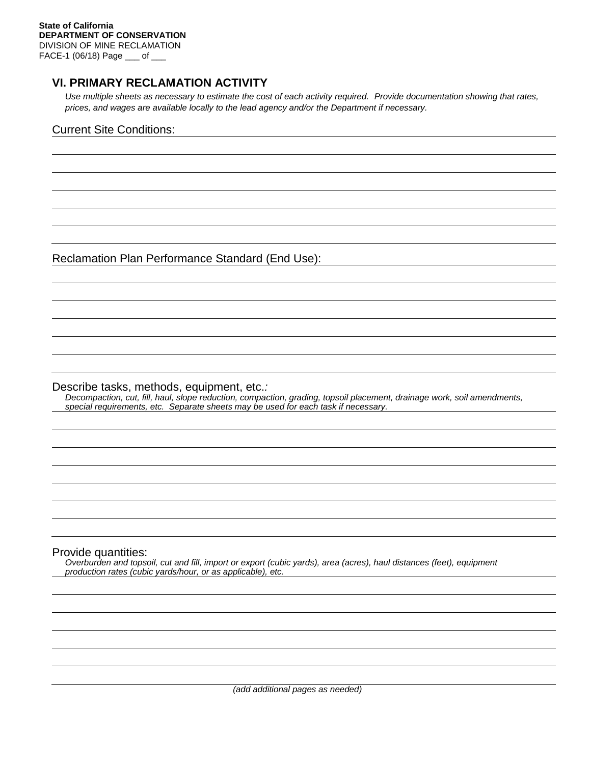**State of California**
**DEPARTMENT OF CONSERVATION**
DIVISION OF MINE RECLAMATION
FACE-1 (06/18) Page ___ of ___

## VI. PRIMARY RECLAMATION ACTIVITY

*Use multiple sheets as necessary to estimate the cost of each activity required. Provide documentation showing that rates, prices, and wages are available locally to the lead agency and/or the Department if necessary.*

Current Site Conditions:

Reclamation Plan Performance Standard (End Use):

Describe tasks, methods, equipment, etc.*:*

*Decompaction, cut, fill, haul, slope reduction, compaction, grading, topsoil placement, drainage work, soil amendments, special requirements, etc. Separate sheets may be used for each task if necessary.*

Provide quantities:

*Overburden and topsoil, cut and fill, import or export (cubic yards), area (acres), haul distances (feet), equipment production rates (cubic yards/hour, or as applicable), etc.*

*(add additional pages as needed)*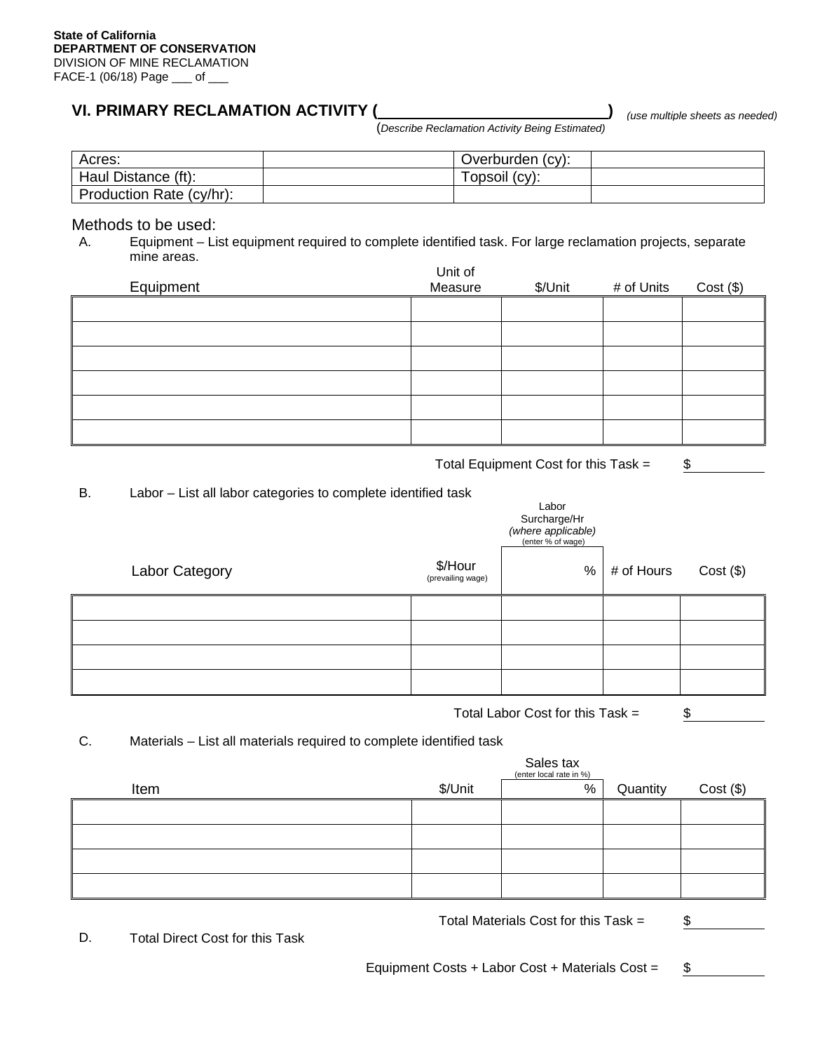**State of California**
**DEPARTMENT OF CONSERVATION**
DIVISION OF MINE RECLAMATION
FACE-1 (06/18) Page ___ of ___

## VI. PRIMARY RECLAMATION ACTIVITY (________________________) *(use multiple sheets as needed)*

(*Describe Reclamation Activity Being Estimated)*

| Acres: | | Overburden (cy): | |
|---|---|---|---|
| Haul Distance (ft): | | Topsoil (cy): | |
| Production Rate (cy/hr): | | | |

Methods to be used:

A. Equipment – List equipment required to complete identified task. For large reclamation projects, separate mine areas.

| Equipment | Unit of Measure | $/Unit | # of Units | Cost ($) |
|---|---|---|---|---|
| | | | | |
| | | | | |
| | | | | |
| | | | | |
| | | | | |
| | | | | |

Total Equipment Cost for this Task = $ ______

B. Labor – List all labor categories to complete identified task

| Labor Category | $/Hour (prevailing wage) | Labor Surcharge/Hr *(where applicable)* (enter % of wage) % | # of Hours | Cost ($) |
|---|---|---|---|---|
| | | | | |
| | | | | |
| | | | | |
| | | | | |

Total Labor Cost for this Task = $ ______

C. Materials – List all materials required to complete identified task

| Item | $/Unit | Sales tax (enter local rate in %) % | Quantity | Cost ($) |
|---|---|---|---|---|
| | | | | |
| | | | | |
| | | | | |
| | | | | |

Total Materials Cost for this Task = $ ______

D. Total Direct Cost for this Task

Equipment Costs + Labor Cost + Materials Cost = $ ______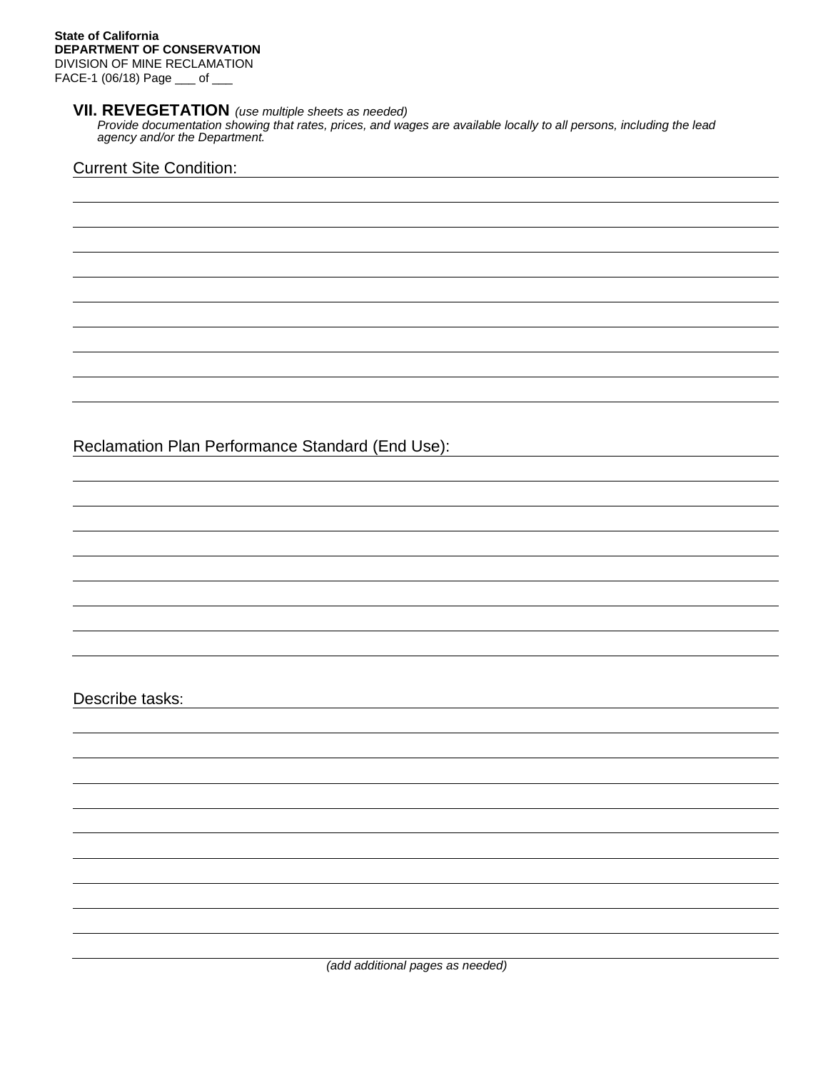## VII. REVEGETATION *(use multiple sheets as needed)*

*Provide documentation showing that rates, prices, and wages are available locally to all persons, including the lead agency and/or the Department.*

Current Site Condition:

Reclamation Plan Performance Standard (End Use):

Describe tasks:

*(add additional pages as needed)*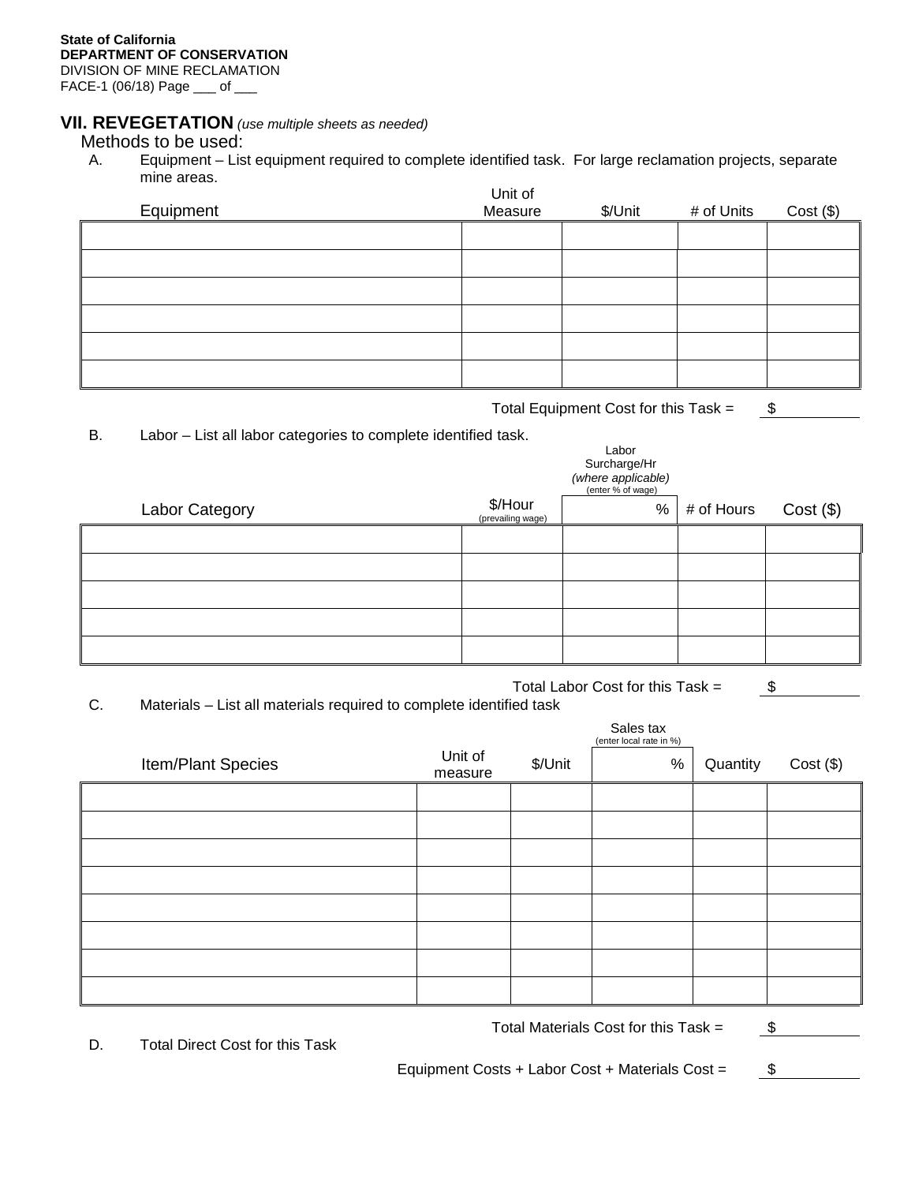State of California
**DEPARTMENT OF CONSERVATION**
DIVISION OF MINE RECLAMATION
FACE-1 (06/18) Page ___ of ___

## VII. REVEGETATION *(use multiple sheets as needed)*

Methods to be used:

A. Equipment – List equipment required to complete identified task. For large reclamation projects, separate mine areas.

| Equipment | Unit of Measure | $/Unit | # of Units | Cost ($) |
|---|---|---|---|---|
| | | | | |
| | | | | |
| | | | | |
| | | | | |
| | | | | |
| | | | | |

Total Equipment Cost for this Task = $ ____________

B. Labor – List all labor categories to complete identified task.

| Labor Category | $/Hour (prevailing wage) | Labor Surcharge/Hr *(where applicable)* (enter % of wage) % | # of Hours | Cost ($) |
|---|---|---|---|---|
| | | | | |
| | | | | |
| | | | | |
| | | | | |
| | | | | |

Total Labor Cost for this Task = $ ____________

C. Materials – List all materials required to complete identified task

| Item/Plant Species | Unit of measure | $/Unit | Sales tax (enter local rate in %) % | Quantity | Cost ($) |
|---|---|---|---|---|---|
| | | | | | |
| | | | | | |
| | | | | | |
| | | | | | |
| | | | | | |
| | | | | | |
| | | | | | |
| | | | | | |

Total Materials Cost for this Task = $ ____________

D. Total Direct Cost for this Task

Equipment Costs + Labor Cost + Materials Cost = $ ____________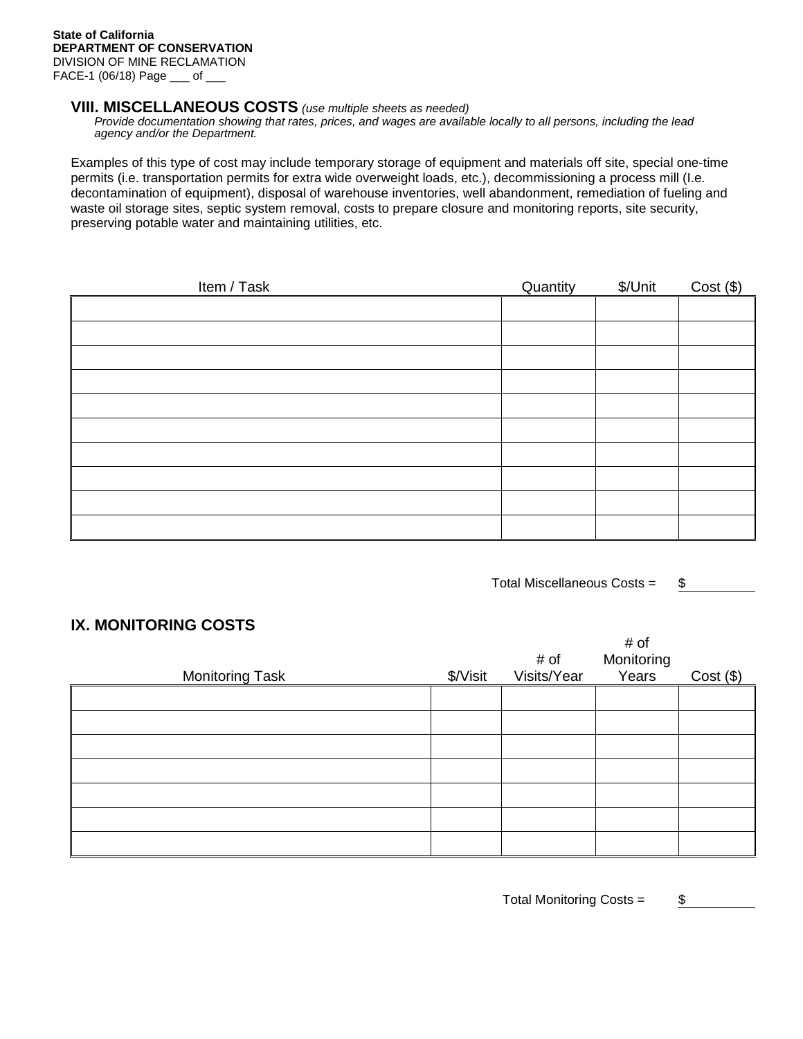**State of California**
**DEPARTMENT OF CONSERVATION**
DIVISION OF MINE RECLAMATION
FACE-1 (06/18) Page ___ of ___

## VIII. MISCELLANEOUS COSTS *(use multiple sheets as needed)*

*Provide documentation showing that rates, prices, and wages are available locally to all persons, including the lead agency and/or the Department.*

Examples of this type of cost may include temporary storage of equipment and materials off site, special one-time permits (i.e. transportation permits for extra wide overweight loads, etc.), decommissioning a process mill (I.e. decontamination of equipment), disposal of warehouse inventories, well abandonment, remediation of fueling and waste oil storage sites, septic system removal, costs to prepare closure and monitoring reports, site security, preserving potable water and maintaining utilities, etc.

| Item / Task | Quantity | $/Unit | Cost ($) |
|---|---|---|---|
| | | | |
| | | | |
| | | | |
| | | | |
| | | | |
| | | | |
| | | | |
| | | | |
| | | | |
| | | | |

Total Miscellaneous Costs = $ ________

## IX. MONITORING COSTS

| Monitoring Task | $/Visit | # of Visits/Year | # of Monitoring Years | Cost ($) |
|---|---|---|---|---|
| | | | | |
| | | | | |
| | | | | |
| | | | | |
| | | | | |
| | | | | |
| | | | | |

Total Monitoring Costs = $ ________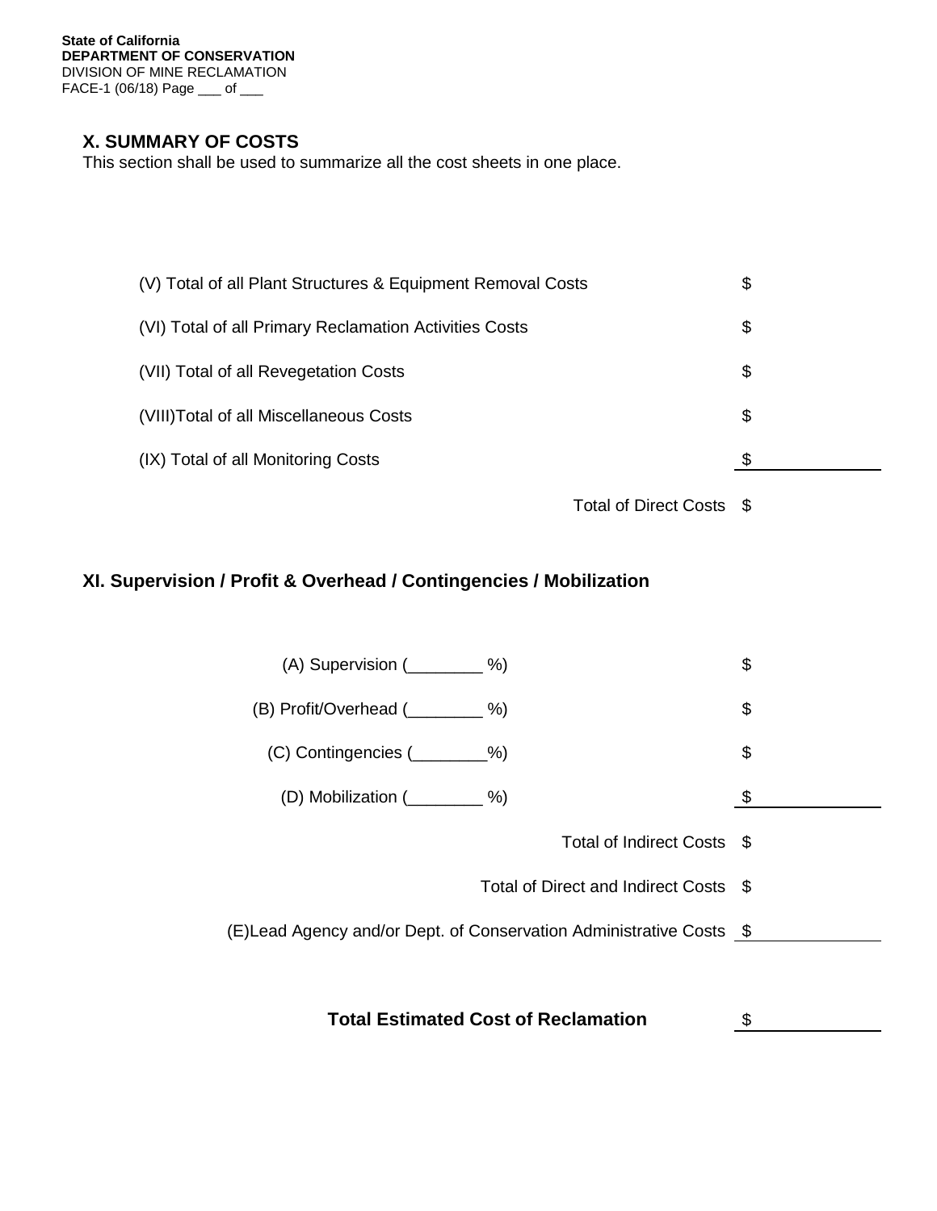## X. SUMMARY OF COSTS

This section shall be used to summarize all the cost sheets in one place.

| | |
|---|---|
| (V) Total of all Plant Structures & Equipment Removal Costs | $ |
| (VI) Total of all Primary Reclamation Activities Costs | $ |
| (VII) Total of all Revegetation Costs | $ |
| (VIII)Total of all Miscellaneous Costs | $ |
| (IX) Total of all Monitoring Costs | $ |
| Total of Direct Costs | $ |

## XI. Supervision / Profit & Overhead / Contingencies / Mobilization

| | |
|---|---|
| (A) Supervision (________ %) | $ |
| (B) Profit/Overhead (________ %) | $ |
| (C) Contingencies (________%) | $ |
| (D) Mobilization (________ %) | $ |
| Total of Indirect Costs | $ |
| Total of Direct and Indirect Costs | $ |
| (E)Lead Agency and/or Dept. of Conservation Administrative Costs | $ |

**Total Estimated Cost of Reclamation** $